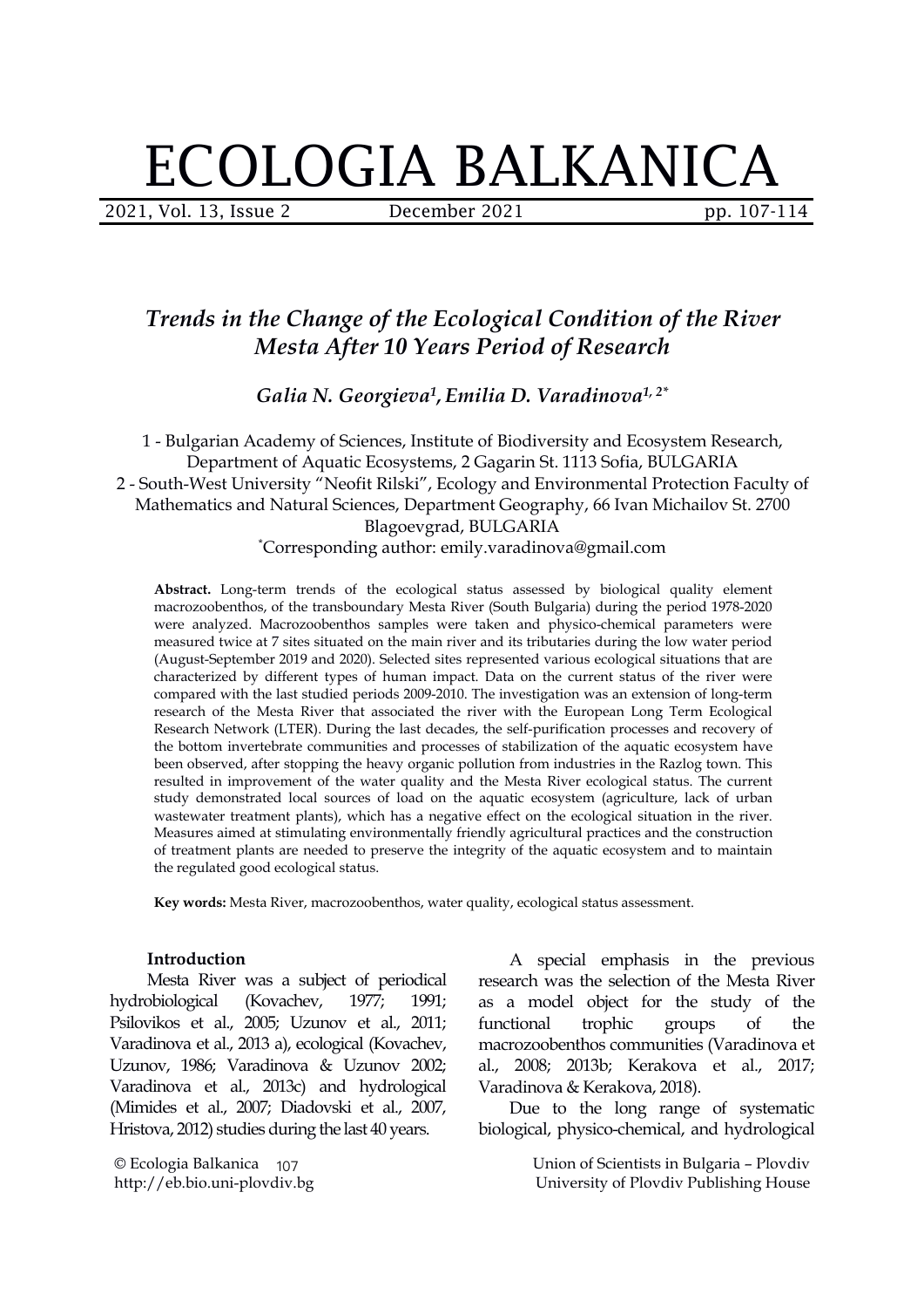# ECOLOGIA BALKANICA

## *Trends in the Change of the Ecological Condition of the River Mesta After 10 Years Period of Research*

***Galia N. Georgieva[1], Emilia D. Varadinova[1, 2*]***

1 - Bulgarian Academy of Sciences, Institute of Biodiversity and Ecosystem Research, Department of Aquatic Ecosystems, 2 Gagarin St. 1113 Sofia, BULGARIA
2 - South-West University "Neofit Rilski", Ecology and Environmental Protection Faculty of Mathematics and Natural Sciences, Department Geography, 66 Ivan Michailov St. 2700 Blagoevgrad, BULGARIA
*Corresponding author: emily.varadinova@gmail.com

**Abstract.** Long-term trends of the ecological status assessed by biological quality element macrozoobenthos, of the transboundary Mesta River (South Bulgaria) during the period 1978-2020 were analyzed. Macrozoobenthos samples were taken and physico-chemical parameters were measured twice at 7 sites situated on the main river and its tributaries during the low water period (August-September 2019 and 2020). Selected sites represented various ecological situations that are characterized by different types of human impact. Data on the current status of the river were compared with the last studied periods 2009-2010. The investigation was an extension of long-term research of the Mesta River that associated the river with the European Long Term Ecological Research Network (LTER). During the last decades, the self-purification processes and recovery of the bottom invertebrate communities and processes of stabilization of the aquatic ecosystem have been observed, after stopping the heavy organic pollution from industries in the Razlog town. This resulted in improvement of the water quality and the Mesta River ecological status. The current study demonstrated local sources of load on the aquatic ecosystem (agriculture, lack of urban wastewater treatment plants), which has a negative effect on the ecological situation in the river. Measures aimed at stimulating environmentally friendly agricultural practices and the construction of treatment plants are needed to preserve the integrity of the aquatic ecosystem and to maintain the regulated good ecological status.

**Key words:** Mesta River, macrozoobenthos, water quality, ecological status assessment.

### Introduction

Mesta River was a subject of periodical hydrobiological (Kovachev, 1977; 1991; Psilovikos et al., 2005; Uzunov et al., 2011; Varadinova et al., 2013 a), ecological (Kovachev, Uzunov, 1986; Varadinova & Uzunov 2002; Varadinova et al., 2013c) and hydrological (Mimides et al., 2007; Diadovski et al., 2007, Hristova, 2012) studies during the last 40 years.

A special emphasis in the previous research was the selection of the Mesta River as a model object for the study of the functional trophic groups of the macrozoobenthos communities (Varadinova et al., 2008; 2013b; Kerakova et al., 2017; Varadinova & Kerakova, 2018).

Due to the long range of systematic biological, physico-chemical, and hydrological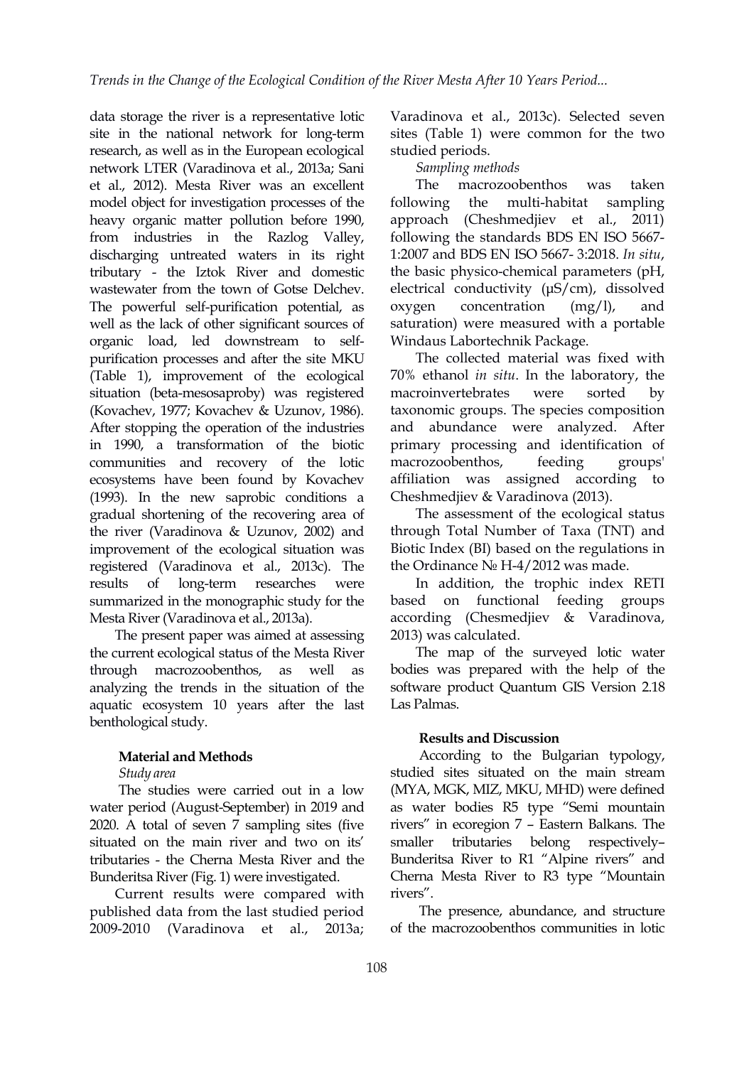data storage the river is a representative lotic site in the national network for long-term research, as well as in the European ecological network LTER (Varadinova et al., 2013a; Sani et al., 2012). Mesta River was an excellent model object for investigation processes of the heavy organic matter pollution before 1990, from industries in the Razlog Valley, discharging untreated waters in its right tributary - the Iztok River and domestic wastewater from the town of Gotse Delchev. The powerful self-purification potential, as well as the lack of other significant sources of organic load, led downstream to self-purification processes and after the site MKU (Table 1), improvement of the ecological situation (beta-mesosaproby) was registered (Kovachev, 1977; Kovachev & Uzunov, 1986). After stopping the operation of the industries in 1990, a transformation of the biotic communities and recovery of the lotic ecosystems have been found by Kovachev (1993). In the new saprobic conditions a gradual shortening of the recovering area of the river (Varadinova & Uzunov, 2002) and improvement of the ecological situation was registered (Varadinova et al., 2013c). The results of long-term researches were summarized in the monographic study for the Mesta River (Varadinova et al., 2013a).

The present paper was aimed at assessing the current ecological status of the Mesta River through macrozoobenthos, as well as analyzing the trends in the situation of the aquatic ecosystem 10 years after the last benthological study.

## Material and Methods

*Study area*

The studies were carried out in a low water period (August-September) in 2019 and 2020. A total of seven 7 sampling sites (five situated on the main river and two on its' tributaries - the Cherna Mesta River and the Bunderitsa River (Fig. 1) were investigated.

Current results were compared with published data from the last studied period 2009-2010 (Varadinova et al., 2013a; Varadinova et al., 2013c). Selected seven sites (Table 1) were common for the two studied periods.

*Sampling methods*

The macrozoobenthos was taken following the multi-habitat sampling approach (Cheshmedjiev et al., 2011) following the standards BDS EN ISO 5667-1:2007 and BDS EN ISO 5667- 3:2018. *In situ*, the basic physico-chemical parameters (pH, electrical conductivity (μS/cm), dissolved oxygen concentration (mg/l), and saturation) were measured with a portable Windaus Labortechnik Package.

The collected material was fixed with 70% ethanol *in situ*. In the laboratory, the macroinvertebrates were sorted by taxonomic groups. The species composition and abundance were analyzed. After primary processing and identification of macrozoobenthos, feeding groups' affiliation was assigned according to Cheshmedjiev & Varadinova (2013).

The assessment of the ecological status through Total Number of Taxa (TNT) and Biotic Index (BI) based on the regulations in the Ordinance № H-4/2012 was made.

In addition, the trophic index RETI based on functional feeding groups according (Chesmedjiev & Varadinova, 2013) was calculated.

The map of the surveyed lotic water bodies was prepared with the help of the software product Quantum GIS Version 2.18 Las Palmas.

## Results and Discussion

According to the Bulgarian typology, studied sites situated on the main stream (MYA, MGK, MIZ, MKU, MHD) were defined as water bodies R5 type "Semi mountain rivers" in ecoregion 7 – Eastern Balkans. The smaller tributaries belong respectively– Bunderitsa River to R1 "Alpine rivers" and Cherna Mesta River to R3 type "Mountain rivers".

The presence, abundance, and structure of the macrozoobenthos communities in lotic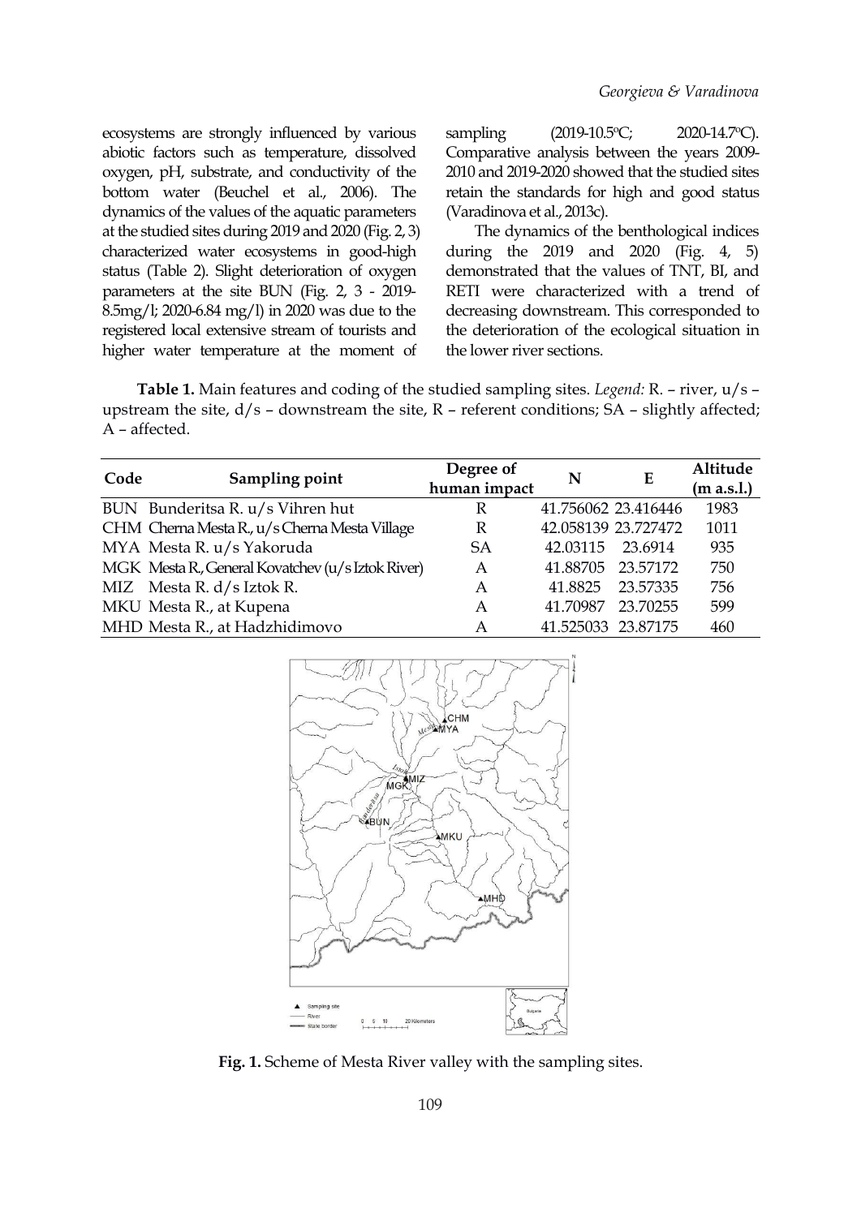ecosystems are strongly influenced by various abiotic factors such as temperature, dissolved oxygen, pH, substrate, and conductivity of the bottom water (Beuchel et al., 2006). The dynamics of the values of the aquatic parameters at the studied sites during 2019 and 2020 (Fig. 2, 3) characterized water ecosystems in good-high status (Table 2). Slight deterioration of oxygen parameters at the site BUN (Fig. 2, 3 - 2019-8.5mg/l; 2020-6.84 mg/l) in 2020 was due to the registered local extensive stream of tourists and higher water temperature at the moment of sampling (2019-10.5°C; 2020-14.7°C). Comparative analysis between the years 2009-2010 and 2019-2020 showed that the studied sites retain the standards for high and good status (Varadinova et al., 2013c).

The dynamics of the benthological indices during the 2019 and 2020 (Fig. 4, 5) demonstrated that the values of TNT, BI, and RETI were characterized with a trend of decreasing downstream. This corresponded to the deterioration of the ecological situation in the lower river sections.

**Table 1.** Main features and coding of the studied sampling sites. *Legend:* R. – river, u/s – upstream the site, d/s – downstream the site, R – referent conditions; SA – slightly affected; A – affected.

| Code | Sampling point | Degree of human impact | N | E | Altitude (m a.s.l.) |
|---|---|---|---|---|---|
| BUN | Bunderitsa R. u/s Vihren hut | R | 41.756062 | 23.416446 | 1983 |
| CHM | Cherna Mesta R., u/s Cherna Mesta Village | R | 42.058139 | 23.727472 | 1011 |
| MYA | Mesta R. u/s Yakoruda | SA | 42.03115 | 23.6914 | 935 |
| MGK | Mesta R., General Kovatchev (u/s Iztok River) | A | 41.88705 | 23.57172 | 750 |
| MIZ | Mesta R. d/s Iztok R. | A | 41.8825 | 23.57335 | 756 |
| MKU | Mesta R., at Kupena | A | 41.70987 | 23.70255 | 599 |
| MHD | Mesta R., at Hadzhidimovo | A | 41.525033 | 23.87175 | 460 |

**Fig. 1.** Scheme of Mesta River valley with the sampling sites.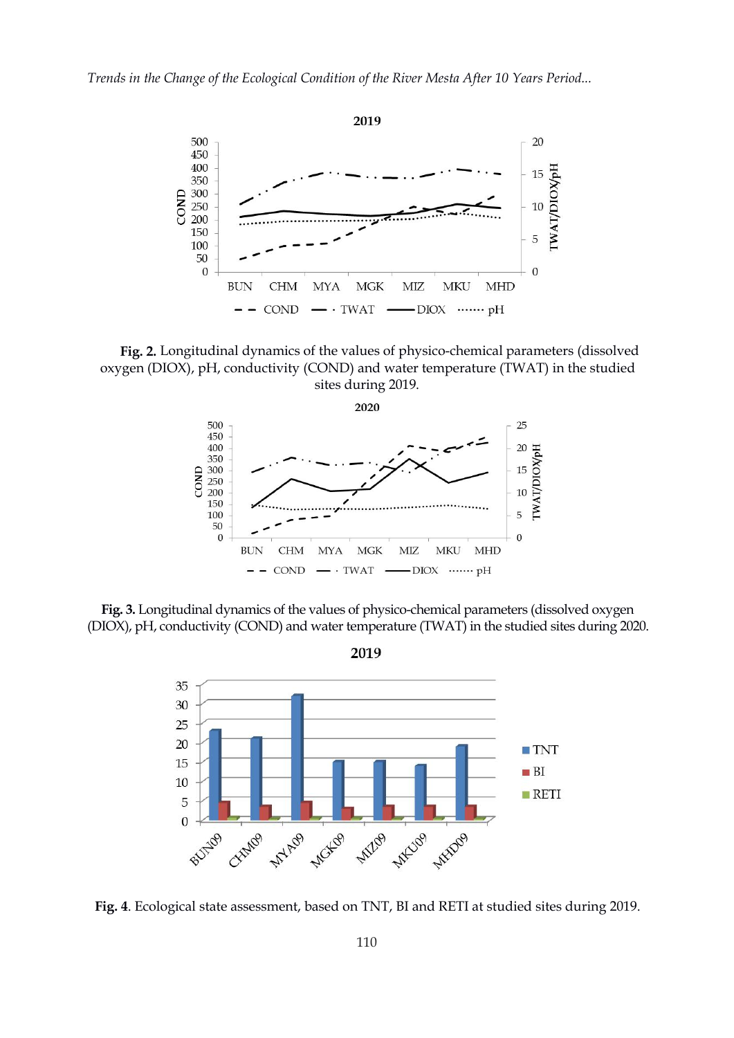**Fig. 2.** Longitudinal dynamics of the values of physico-chemical parameters (dissolved oxygen (DIOX), pH, conductivity (COND) and water temperature (TWAT) in the studied sites during 2019.

**Fig. 3.** Longitudinal dynamics of the values of physico-chemical parameters (dissolved oxygen (DIOX), pH, conductivity (COND) and water temperature (TWAT) in the studied sites during 2020.

**Fig. 4**. Ecological state assessment, based on TNT, BI and RETI at studied sites during 2019.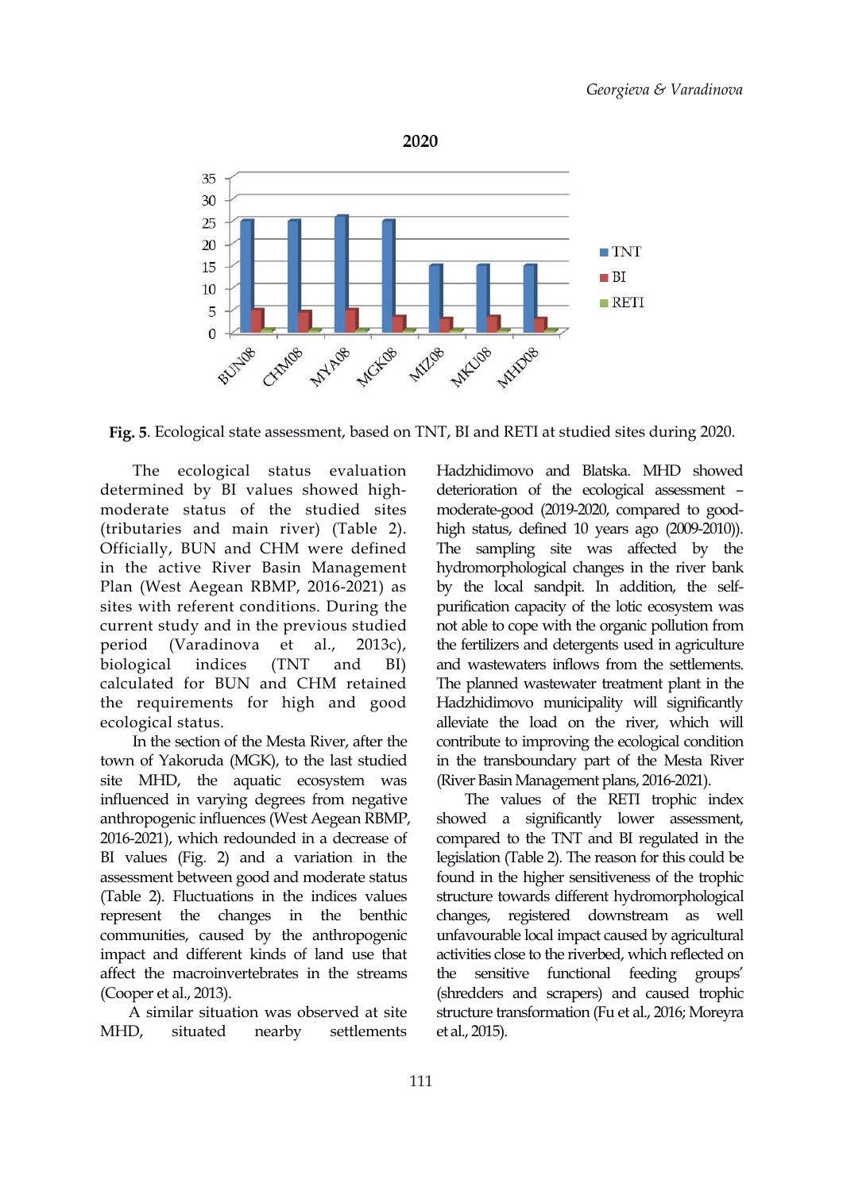**Fig. 5**. Ecological state assessment, based on TNT, BI and RETI at studied sites during 2020.

The ecological status evaluation determined by BI values showed high-moderate status of the studied sites (tributaries and main river) (Table 2). Officially, BUN and CHM were defined in the active River Basin Management Plan (West Aegean RBMP, 2016-2021) as sites with referent conditions. During the current study and in the previous studied period (Varadinova et al., 2013c), biological indices (TNT and BI) calculated for BUN and CHM retained the requirements for high and good ecological status.

In the section of the Mesta River, after the town of Yakoruda (MGK), to the last studied site MHD, the aquatic ecosystem was influenced in varying degrees from negative anthropogenic influences (West Aegean RBMP, 2016-2021), which redounded in a decrease of BI values (Fig. 2) and a variation in the assessment between good and moderate status (Table 2). Fluctuations in the indices values represent the changes in the benthic communities, caused by the anthropogenic impact and different kinds of land use that affect the macroinvertebrates in the streams (Cooper et al., 2013).

A similar situation was observed at site MHD, situated nearby settlements Hadzhidimovo and Blatska. MHD showed deterioration of the ecological assessment – moderate-good (2019-2020, compared to good-high status, defined 10 years ago (2009-2010)). The sampling site was affected by the hydromorphological changes in the river bank by the local sandpit. In addition, the self-purification capacity of the lotic ecosystem was not able to cope with the organic pollution from the fertilizers and detergents used in agriculture and wastewaters inflows from the settlements. The planned wastewater treatment plant in the Hadzhidimovo municipality will significantly alleviate the load on the river, which will contribute to improving the ecological condition in the transboundary part of the Mesta River (River Basin Management plans, 2016-2021).

The values of the RETI trophic index showed a significantly lower assessment, compared to the TNT and BI regulated in the legislation (Table 2). The reason for this could be found in the higher sensitiveness of the trophic structure towards different hydromorphological changes, registered downstream as well unfavourable local impact caused by agricultural activities close to the riverbed, which reflected on the sensitive functional feeding groups' (shredders and scrapers) and caused trophic structure transformation (Fu et al., 2016; Moreyra et al., 2015).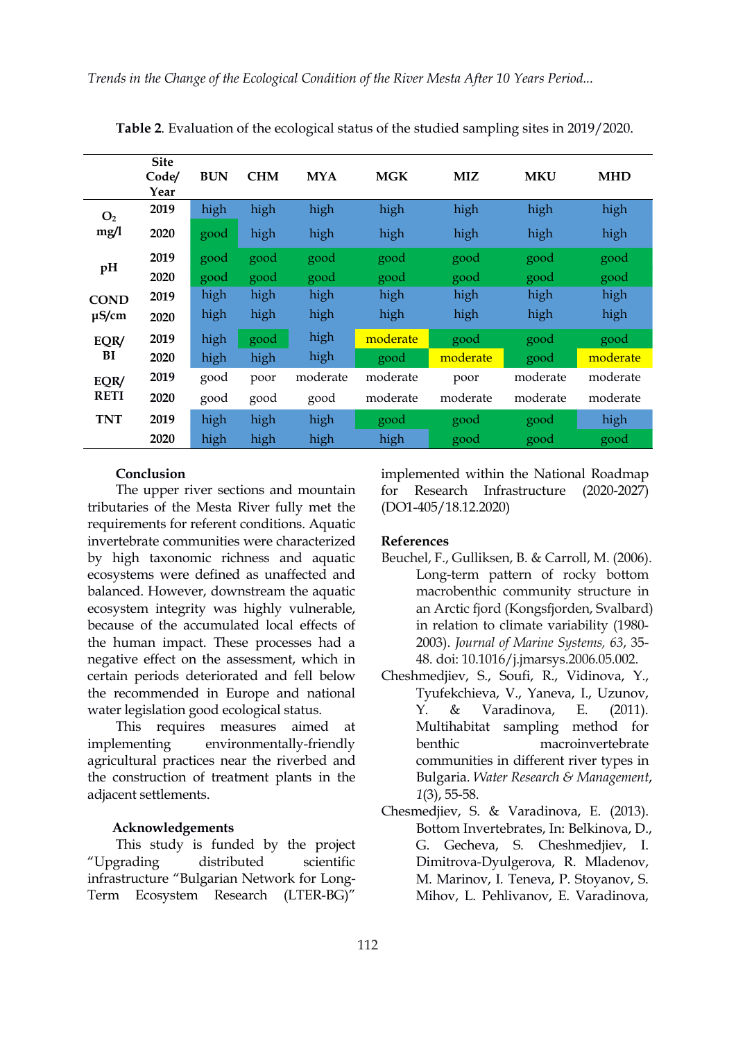Table 2. Evaluation of the ecological status of the studied sampling sites in 2019/2020.

| | Site Code/ Year | BUN | CHM | MYA | MGK | MIZ | MKU | MHD |
|---|---|---|---|---|---|---|---|---|
| $O_2$ mg/l | 2019 | high | high | high | high | high | high | high |
| | 2020 | good | high | high | high | high | high | high |
| pH | 2019 | good | good | good | good | good | good | good |
| | 2020 | good | good | good | good | good | good | good |
| COND µS/cm | 2019 | high | high | high | high | high | high | high |
| | 2020 | high | high | high | high | high | high | high |
| EQR/ BI | 2019 | high | good | high | moderate | good | good | good |
| | 2020 | high | high | high | good | moderate | good | moderate |
| EQR/ RETI | 2019 | good | poor | moderate | moderate | poor | moderate | moderate |
| | 2020 | good | good | good | moderate | moderate | moderate | moderate |
| TNT | 2019 | high | high | high | good | good | good | high |
| | 2020 | high | high | high | high | good | good | good |

### Conclusion

The upper river sections and mountain tributaries of the Mesta River fully met the requirements for referent conditions. Aquatic invertebrate communities were characterized by high taxonomic richness and aquatic ecosystems were defined as unaffected and balanced. However, downstream the aquatic ecosystem integrity was highly vulnerable, because of the accumulated local effects of the human impact. These processes had a negative effect on the assessment, which in certain periods deteriorated and fell below the recommended in Europe and national water legislation good ecological status.

This requires measures aimed at implementing environmentally-friendly agricultural practices near the riverbed and the construction of treatment plants in the adjacent settlements.

### Acknowledgements

This study is funded by the project "Upgrading distributed scientific infrastructure "Bulgarian Network for Long-Term Ecosystem Research (LTER-BG)" implemented within the National Roadmap for Research Infrastructure (2020-2027) (DO1-405/18.12.2020)

### References

Beuchel, F., Gulliksen, B. & Carroll, M. (2006). Long-term pattern of rocky bottom macrobenthic community structure in an Arctic fjord (Kongsfjorden, Svalbard) in relation to climate variability (1980-2003). *Journal of Marine Systems, 63*, 35-48. doi: 10.1016/j.jmarsys.2006.05.002.

Cheshmedjiev, S., Soufi, R., Vidinova, Y., Tyufekchieva, V., Yaneva, I., Uzunov, Y. & Varadinova, E. (2011). Multihabitat sampling method for benthic macroinvertebrate communities in different river types in Bulgaria. *Water Research & Management*, *1*(3), 55-58.

Chesmedjiev, S. & Varadinova, E. (2013). Bottom Invertebrates, In: Belkinova, D., G. Gecheva, S. Cheshmedjiev, I. Dimitrova-Dyulgerova, R. Mladenov, M. Marinov, I. Teneva, P. Stoyanov, S. Mihov, L. Pehlivanov, E. Varadinova,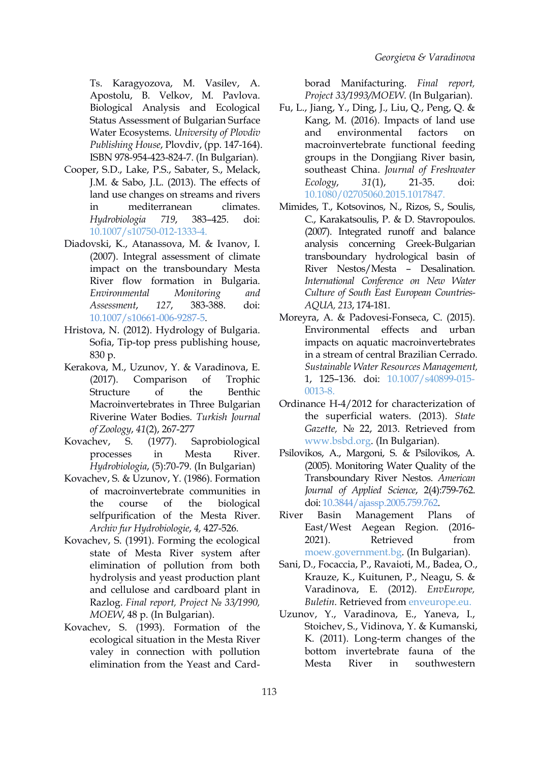Ts. Karagyozova, M. Vasilev, A. Apostolu, B. Velkov, M. Pavlova. Biological Analysis and Ecological Status Assessment of Bulgarian Surface Water Ecosystems. *University of Plovdiv Publishing House*, Plovdiv, (pp. 147-164). ISBN 978-954-423-824-7. (In Bulgarian).

Cooper, S.D., Lake, P.S., Sabater, S., Melack, J.M. & Sabo, J.L. (2013). The effects of land use changes on streams and rivers in mediterranean climates. *Hydrobiologia 719*, 383–425. doi: 10.1007/s10750-012-1333-4.

Diadovski, K., Atanassova, M. & Ivanov, I. (2007). Integral assessment of climate impact on the transboundary Mesta River flow formation in Bulgaria. *Environmental Monitoring and Assessment*, *127*, 383-388. doi: 10.1007/s10661-006-9287-5.

Hristova, N. (2012). Hydrology of Bulgaria. Sofia, Tip-top press publishing house, 830 p.

Kerakova, M., Uzunov, Y. & Varadinova, E. (2017). Comparison of Trophic Structure of the Benthic Macroinvertebrates in Three Bulgarian Riverine Water Bodies. *Turkish Journal of Zoology*, *41*(2), 267-277

Kovachev, S. (1977). Saprobiological processes in Mesta River. *Hydrobiologia*, (5):70-79. (In Bulgarian)

Kovachev, S. & Uzunov, Y. (1986). Formation of macroinvertebrate communities in the course of the biological selfpurification of the Mesta River. *Archiv fur Hydrobiologie*, *4*, 427-526.

Kovachev, S. (1991). Forming the ecological state of Mesta River system after elimination of pollution from both hydrolysis and yeast production plant and cellulose and cardboard plant in Razlog. *Final report, Project № 33/1990, MOEW*, 48 p. (In Bulgarian).

Kovachev, S. (1993). Formation of the ecological situation in the Mesta River valey in connection with pollution elimination from the Yeast and Cardborad Manifacturing. *Final report, Project 33/1993/MOEW*. (In Bulgarian).

Fu, L., Jiang, Y., Ding, J., Liu, Q., Peng, Q. & Kang, M. (2016). Impacts of land use and environmental factors on macroinvertebrate functional feeding groups in the Dongjiang River basin, southeast China. *Journal of Freshwater Ecology*, *31*(1), 21-35. doi: 10.1080/02705060.2015.1017847.

Mimides, T., Kotsovinos, N., Rizos, S., Soulis, C., Karakatsoulis, P. & D. Stavropoulos. (2007). Integrated runoff and balance analysis concerning Greek-Bulgarian transboundary hydrological basin of River Nestos/Mesta – Desalination. *International Conference on New Water Culture of South East European Countries-AQUA, 213*, 174-181.

Moreyra, A. & Padovesi-Fonseca, C. (2015). Environmental effects and urban impacts on aquatic macroinvertebrates in a stream of central Brazilian Cerrado. *Sustainable Water Resources Management*, 1, 125–136. doi: 10.1007/s40899-015-0013-8.

Ordinance H-4/2012 for characterization of the superficial waters. (2013). *State Gazette*, № 22, 2013. Retrieved from www.bsbd.org. (In Bulgarian).

Psilovikos, A., Margoni, S. & Psilovikos, A. (2005). Monitoring Water Quality of the Transboundary River Nestos. *American Journal of Applied Science*, 2(4):759-762. doi: 10.3844/ajassp.2005.759.762.

River Basin Management Plans of East/West Aegean Region. (2016-2021). Retrieved from moew.government.bg. (In Bulgarian).

Sani, D., Focaccia, P., Ravaioti, M., Badea, O., Krauze, K., Kuitunen, P., Neagu, S. & Varadinova, E. (2012). *EnvEurope, Buletin*. Retrieved from enveurope.eu.

Uzunov, Y., Varadinova, E., Yaneva, I., Stoichev, S., Vidinova, Y. & Kumanski, K. (2011). Long-term changes of the bottom invertebrate fauna of the Mesta River in southwestern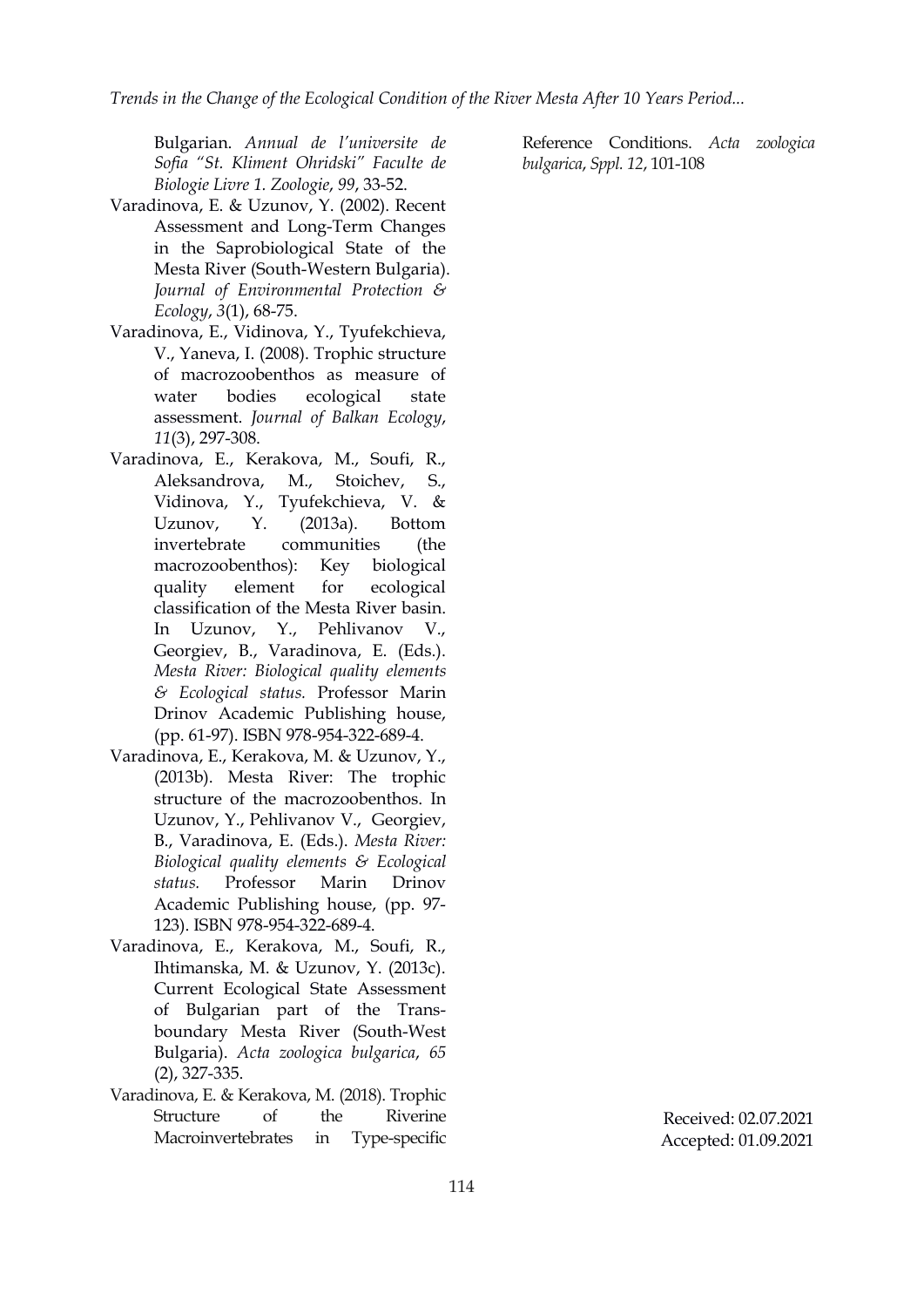Bulgarian. *Annual de l'universite de Sofia "St. Kliment Ohridski" Faculte de Biologie Livre 1. Zoologie*, *99*, 33-52.

Varadinova, E. & Uzunov, Y. (2002). Recent Assessment and Long-Term Changes in the Saprobiological State of the Mesta River (South-Western Bulgaria). *Journal of Environmental Protection & Ecology*, *3*(1), 68-75.

Varadinova, E., Vidinova, Y., Tyufekchieva, V., Yaneva, I. (2008). Trophic structure of macrozoobenthos as measure of water bodies ecological state assessment. *Journal of Balkan Ecology*, *11*(3), 297-308.

Varadinova, E., Kerakova, M., Soufi, R., Aleksandrova, M., Stoichev, S., Vidinova, Y., Tyufekchieva, V. & Uzunov, Y. (2013a). Bottom invertebrate communities (the macrozoobenthos): Key biological quality element for ecological classification of the Mesta River basin. In Uzunov, Y., Pehlivanov V., Georgiev, B., Varadinova, E. (Eds.). *Mesta River: Biological quality elements & Ecological status.* Professor Marin Drinov Academic Publishing house, (pp. 61-97). ISBN 978-954-322-689-4.

Varadinova, E., Kerakova, M. & Uzunov, Y., (2013b). Mesta River: The trophic structure of the macrozoobenthos. In Uzunov, Y., Pehlivanov V., Georgiev, B., Varadinova, E. (Eds.). *Mesta River: Biological quality elements & Ecological status.* Professor Marin Drinov Academic Publishing house, (pp. 97-123). ISBN 978-954-322-689-4.

Varadinova, E., Kerakova, M., Soufi, R., Ihtimanska, M. & Uzunov, Y. (2013c). Current Ecological State Assessment of Bulgarian part of the Trans-boundary Mesta River (South-West Bulgaria). *Acta zoologica bulgarica*, *65* (2), 327-335.

Varadinova, E. & Kerakova, M. (2018). Trophic Structure of the Riverine Macroinvertebrates in Type-specific Reference Conditions. *Acta zoologica bulgarica*, *Sppl. 12*, 101-108

Received: 02.07.2021
Accepted: 01.09.2021